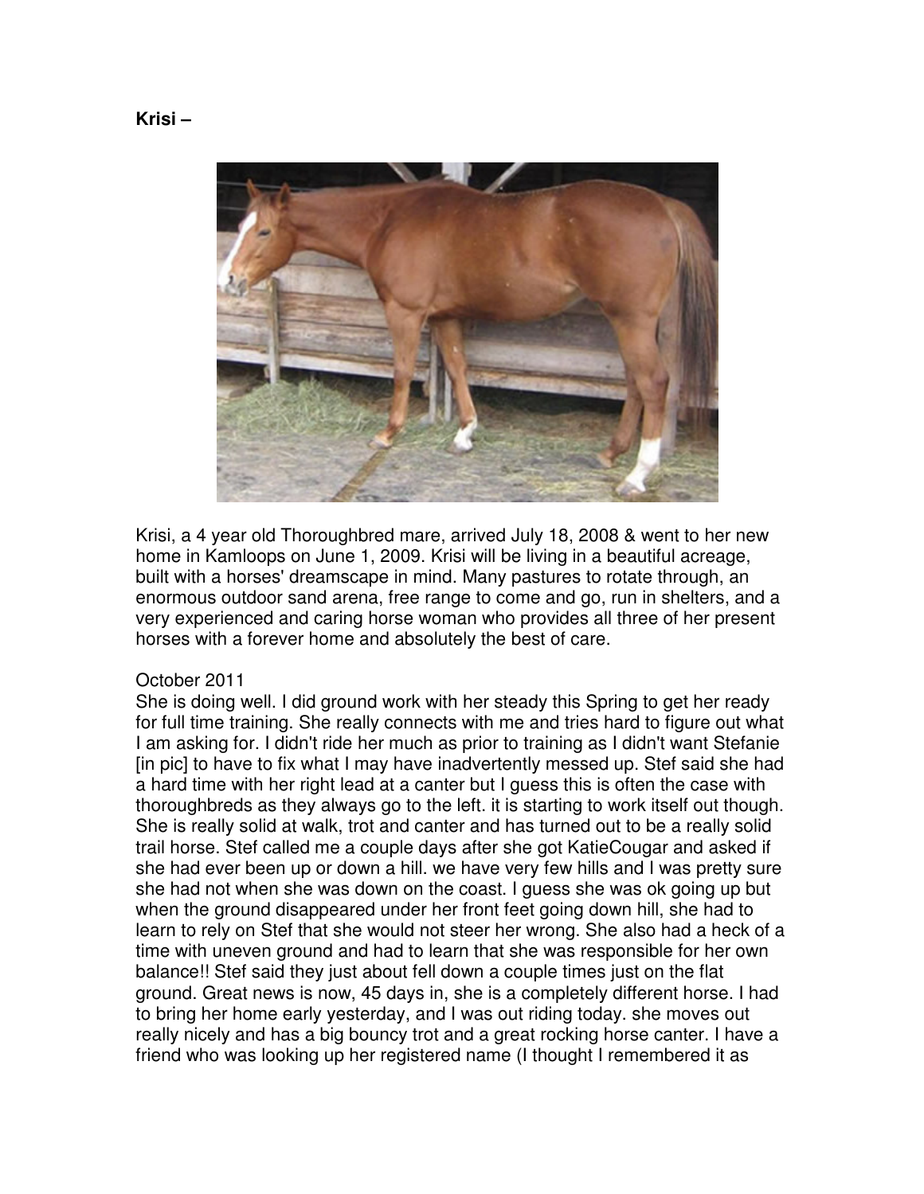**Krisi –**

Krisi, a 4 year old Thoroughbred mare, arrived July 18, 2008 & went to her new home in Kamloops on June 1, 2009. Krisi will be living in a beautiful acreage, built with a horses' dreamscape in mind. Many pastures to rotate through, an enormous outdoor sand arena, free range to come and go, run in shelters, and a very experienced and caring horse woman who provides all three of her present horses with a forever home and absolutely the best of care.

October 2011
She is doing well. I did ground work with her steady this Spring to get her ready for full time training. She really connects with me and tries hard to figure out what I am asking for. I didn't ride her much as prior to training as I didn't want Stefanie [in pic] to have to fix what I may have inadvertently messed up. Stef said she had a hard time with her right lead at a canter but I guess this is often the case with thoroughbreds as they always go to the left. it is starting to work itself out though. She is really solid at walk, trot and canter and has turned out to be a really solid trail horse. Stef called me a couple days after she got KatieCougar and asked if she had ever been up or down a hill. we have very few hills and I was pretty sure she had not when she was down on the coast. I guess she was ok going up but when the ground disappeared under her front feet going down hill, she had to learn to rely on Stef that she would not steer her wrong. She also had a heck of a time with uneven ground and had to learn that she was responsible for her own balance!! Stef said they just about fell down a couple times just on the flat ground. Great news is now, 45 days in, she is a completely different horse. I had to bring her home early yesterday, and I was out riding today. she moves out really nicely and has a big bouncy trot and a great rocking horse canter. I have a friend who was looking up her registered name (I thought I remembered it as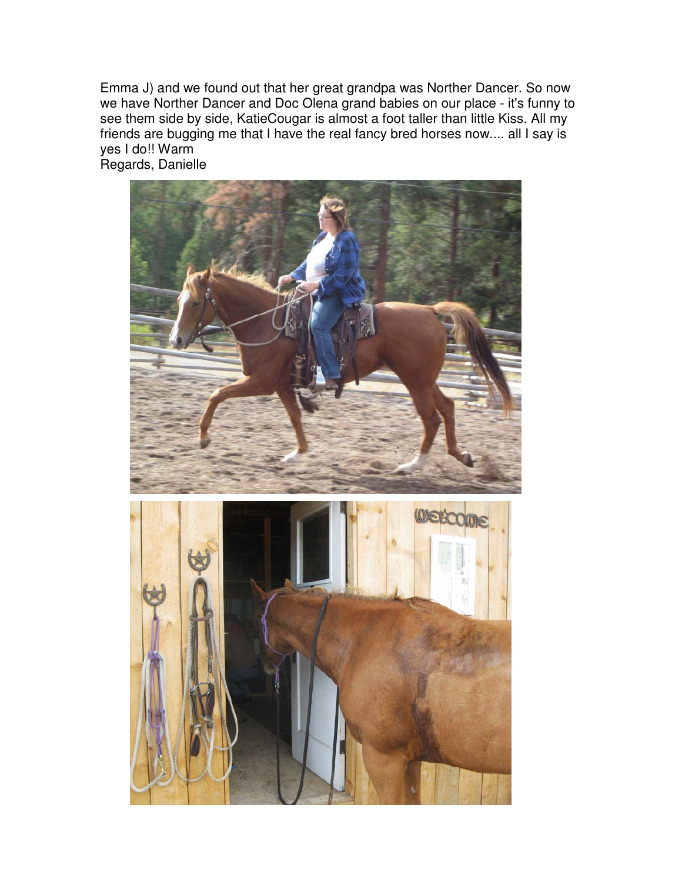Emma J) and we found out that her great grandpa was Norther Dancer. So now we have Norther Dancer and Doc Olena grand babies on our place - it's funny to see them side by side, KatieCougar is almost a foot taller than little Kiss. All my friends are bugging me that I have the real fancy bred horses now.... all I say is yes I do!! Warm
Regards, Danielle